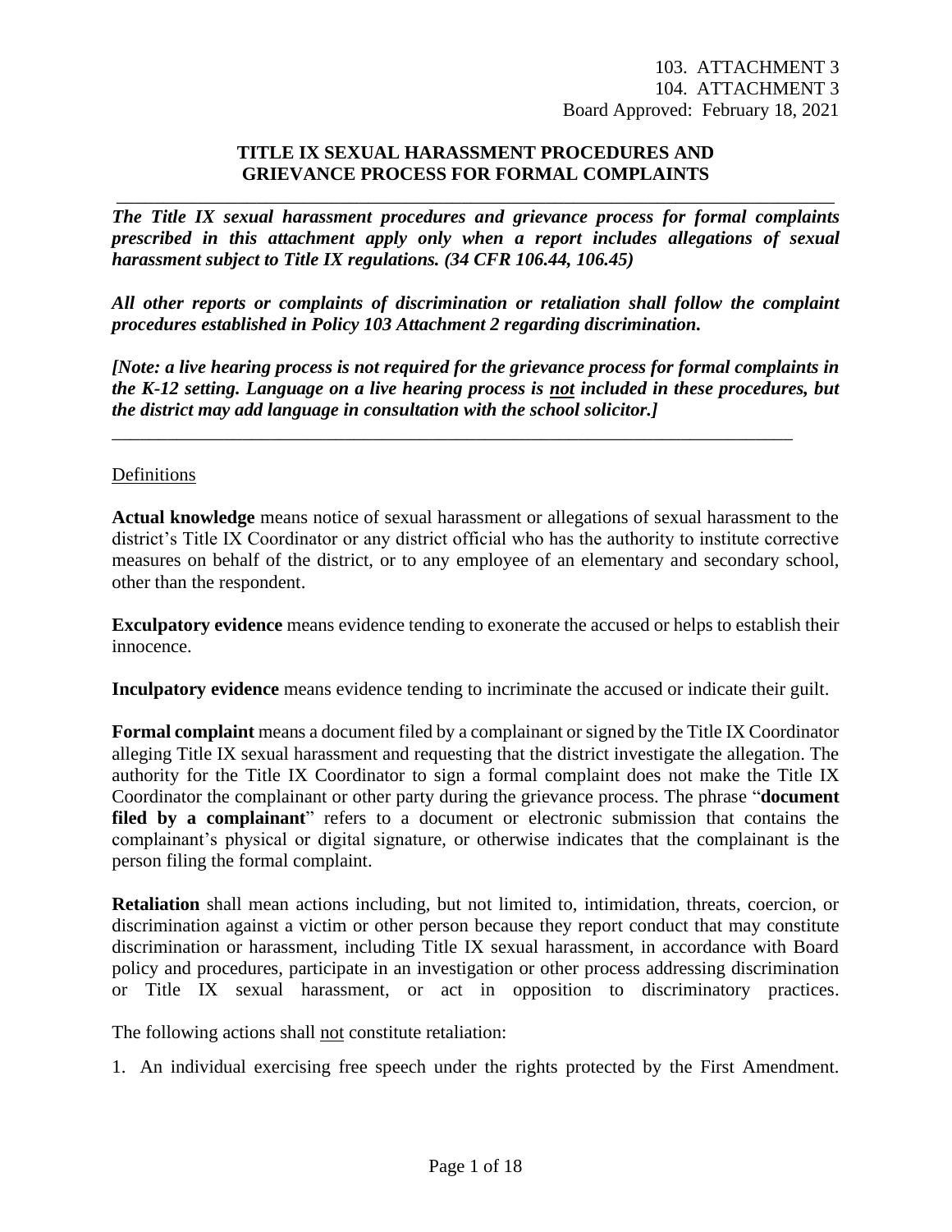103. ATTACHMENT 3
104. ATTACHMENT 3
Board Approved: February 18, 2021

# TITLE IX SEXUAL HARASSMENT PROCEDURES AND GRIEVANCE PROCESS FOR FORMAL COMPLAINTS

***The Title IX sexual harassment procedures and grievance process for formal complaints prescribed in this attachment apply only when a report includes allegations of sexual harassment subject to Title IX regulations. (34 CFR 106.44, 106.45)***

***All other reports or complaints of discrimination or retaliation shall follow the complaint procedures established in Policy 103 Attachment 2 regarding discrimination.***

***[Note: a live hearing process is not required for the grievance process for formal complaints in the K-12 setting. Language on a live hearing process is <u>not</u> included in these procedures, but the district may add language in consultation with the school solicitor.]***

---

<u>Definitions</u>

**Actual knowledge** means notice of sexual harassment or allegations of sexual harassment to the district's Title IX Coordinator or any district official who has the authority to institute corrective measures on behalf of the district, or to any employee of an elementary and secondary school, other than the respondent.

**Exculpatory evidence** means evidence tending to exonerate the accused or helps to establish their innocence.

**Inculpatory evidence** means evidence tending to incriminate the accused or indicate their guilt.

**Formal complaint** means a document filed by a complainant or signed by the Title IX Coordinator alleging Title IX sexual harassment and requesting that the district investigate the allegation. The authority for the Title IX Coordinator to sign a formal complaint does not make the Title IX Coordinator the complainant or other party during the grievance process. The phrase "**document filed by a complainant**" refers to a document or electronic submission that contains the complainant's physical or digital signature, or otherwise indicates that the complainant is the person filing the formal complaint.

**Retaliation** shall mean actions including, but not limited to, intimidation, threats, coercion, or discrimination against a victim or other person because they report conduct that may constitute discrimination or harassment, including Title IX sexual harassment, in accordance with Board policy and procedures, participate in an investigation or other process addressing discrimination or Title IX sexual harassment, or act in opposition to discriminatory practices.

The following actions shall <u>not</u> constitute retaliation:

1. An individual exercising free speech under the rights protected by the First Amendment.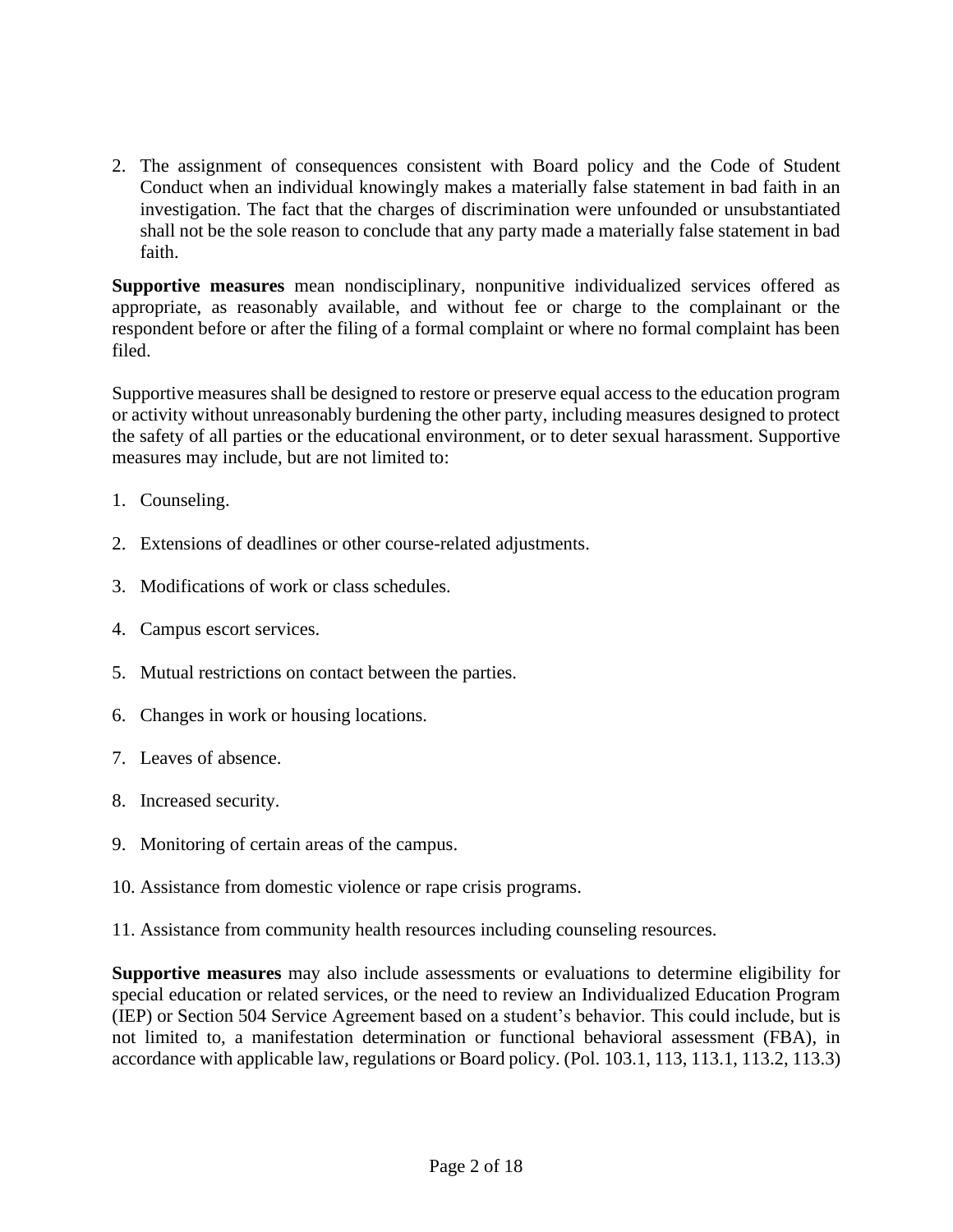2. The assignment of consequences consistent with Board policy and the Code of Student Conduct when an individual knowingly makes a materially false statement in bad faith in an investigation. The fact that the charges of discrimination were unfounded or unsubstantiated shall not be the sole reason to conclude that any party made a materially false statement in bad faith.

**Supportive measures** mean nondisciplinary, nonpunitive individualized services offered as appropriate, as reasonably available, and without fee or charge to the complainant or the respondent before or after the filing of a formal complaint or where no formal complaint has been filed.

Supportive measures shall be designed to restore or preserve equal access to the education program or activity without unreasonably burdening the other party, including measures designed to protect the safety of all parties or the educational environment, or to deter sexual harassment. Supportive measures may include, but are not limited to:

1. Counseling.
2. Extensions of deadlines or other course-related adjustments.
3. Modifications of work or class schedules.
4. Campus escort services.
5. Mutual restrictions on contact between the parties.
6. Changes in work or housing locations.
7. Leaves of absence.
8. Increased security.
9. Monitoring of certain areas of the campus.
10. Assistance from domestic violence or rape crisis programs.
11. Assistance from community health resources including counseling resources.

**Supportive measures** may also include assessments or evaluations to determine eligibility for special education or related services, or the need to review an Individualized Education Program (IEP) or Section 504 Service Agreement based on a student's behavior. This could include, but is not limited to, a manifestation determination or functional behavioral assessment (FBA), in accordance with applicable law, regulations or Board policy. (Pol. 103.1, 113, 113.1, 113.2, 113.3)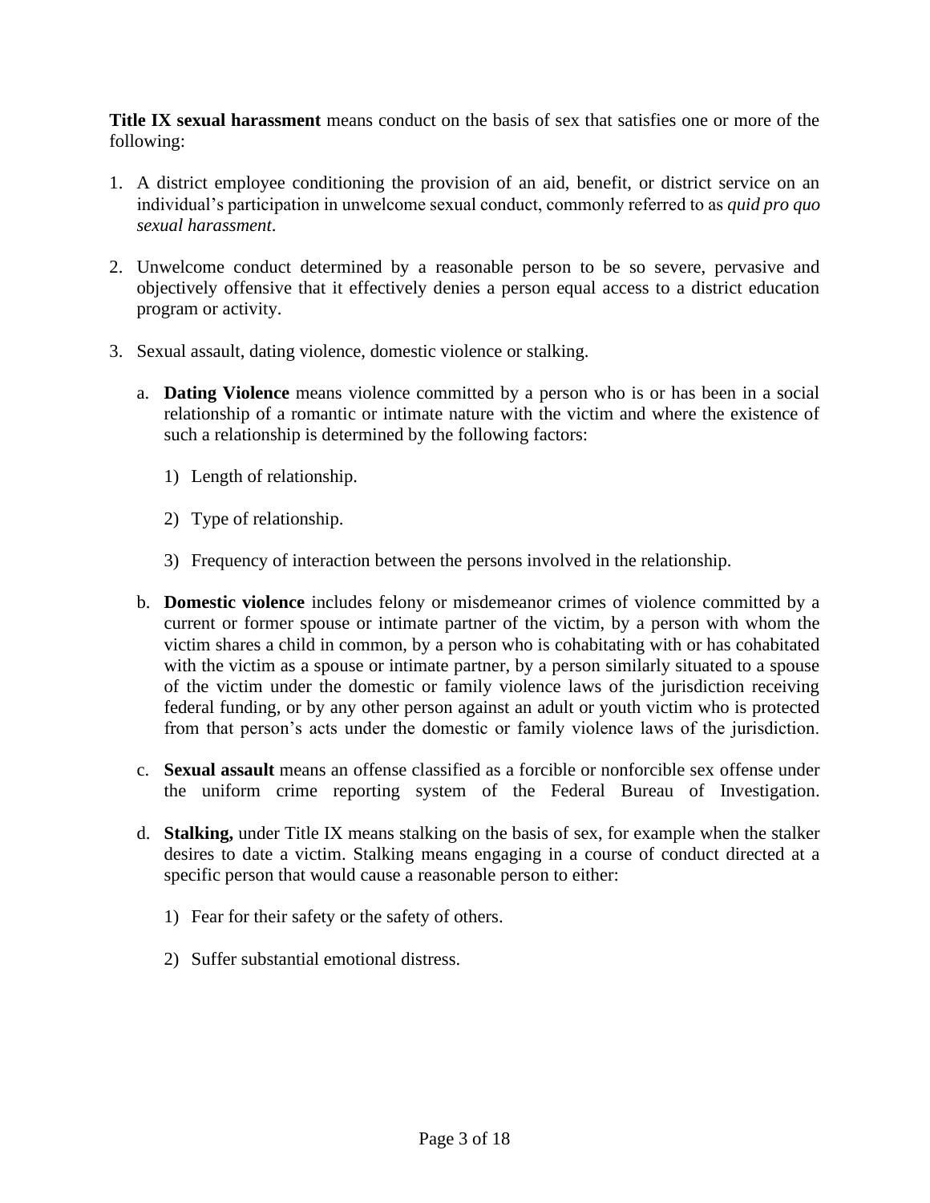**Title IX sexual harassment** means conduct on the basis of sex that satisfies one or more of the following:

1. A district employee conditioning the provision of an aid, benefit, or district service on an individual's participation in unwelcome sexual conduct, commonly referred to as *quid pro quo sexual harassment*.

2. Unwelcome conduct determined by a reasonable person to be so severe, pervasive and objectively offensive that it effectively denies a person equal access to a district education program or activity.

3. Sexual assault, dating violence, domestic violence or stalking.

   a. **Dating Violence** means violence committed by a person who is or has been in a social relationship of a romantic or intimate nature with the victim and where the existence of such a relationship is determined by the following factors:

      1) Length of relationship.

      2) Type of relationship.

      3) Frequency of interaction between the persons involved in the relationship.

   b. **Domestic violence** includes felony or misdemeanor crimes of violence committed by a current or former spouse or intimate partner of the victim, by a person with whom the victim shares a child in common, by a person who is cohabitating with or has cohabitated with the victim as a spouse or intimate partner, by a person similarly situated to a spouse of the victim under the domestic or family violence laws of the jurisdiction receiving federal funding, or by any other person against an adult or youth victim who is protected from that person's acts under the domestic or family violence laws of the jurisdiction.

   c. **Sexual assault** means an offense classified as a forcible or nonforcible sex offense under the uniform crime reporting system of the Federal Bureau of Investigation.

   d. **Stalking,** under Title IX means stalking on the basis of sex, for example when the stalker desires to date a victim. Stalking means engaging in a course of conduct directed at a specific person that would cause a reasonable person to either:

      1) Fear for their safety or the safety of others.

      2) Suffer substantial emotional distress.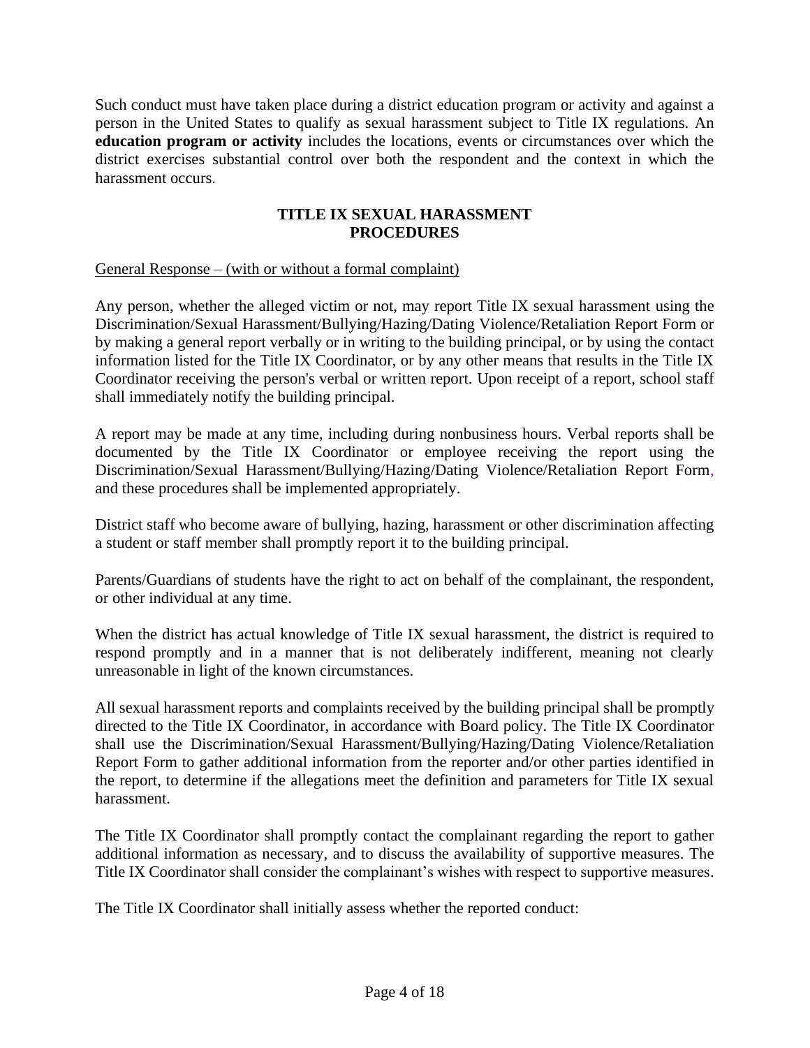Such conduct must have taken place during a district education program or activity and against a person in the United States to qualify as sexual harassment subject to Title IX regulations. An **education program or activity** includes the locations, events or circumstances over which the district exercises substantial control over both the respondent and the context in which the harassment occurs.

## TITLE IX SEXUAL HARASSMENT PROCEDURES

General Response – (with or without a formal complaint)

Any person, whether the alleged victim or not, may report Title IX sexual harassment using the Discrimination/Sexual Harassment/Bullying/Hazing/Dating Violence/Retaliation Report Form or by making a general report verbally or in writing to the building principal, or by using the contact information listed for the Title IX Coordinator, or by any other means that results in the Title IX Coordinator receiving the person's verbal or written report. Upon receipt of a report, school staff shall immediately notify the building principal.

A report may be made at any time, including during nonbusiness hours. Verbal reports shall be documented by the Title IX Coordinator or employee receiving the report using the Discrimination/Sexual Harassment/Bullying/Hazing/Dating Violence/Retaliation Report Form, and these procedures shall be implemented appropriately.

District staff who become aware of bullying, hazing, harassment or other discrimination affecting a student or staff member shall promptly report it to the building principal.

Parents/Guardians of students have the right to act on behalf of the complainant, the respondent, or other individual at any time.

When the district has actual knowledge of Title IX sexual harassment, the district is required to respond promptly and in a manner that is not deliberately indifferent, meaning not clearly unreasonable in light of the known circumstances.

All sexual harassment reports and complaints received by the building principal shall be promptly directed to the Title IX Coordinator, in accordance with Board policy. The Title IX Coordinator shall use the Discrimination/Sexual Harassment/Bullying/Hazing/Dating Violence/Retaliation Report Form to gather additional information from the reporter and/or other parties identified in the report, to determine if the allegations meet the definition and parameters for Title IX sexual harassment.

The Title IX Coordinator shall promptly contact the complainant regarding the report to gather additional information as necessary, and to discuss the availability of supportive measures. The Title IX Coordinator shall consider the complainant's wishes with respect to supportive measures.

The Title IX Coordinator shall initially assess whether the reported conduct: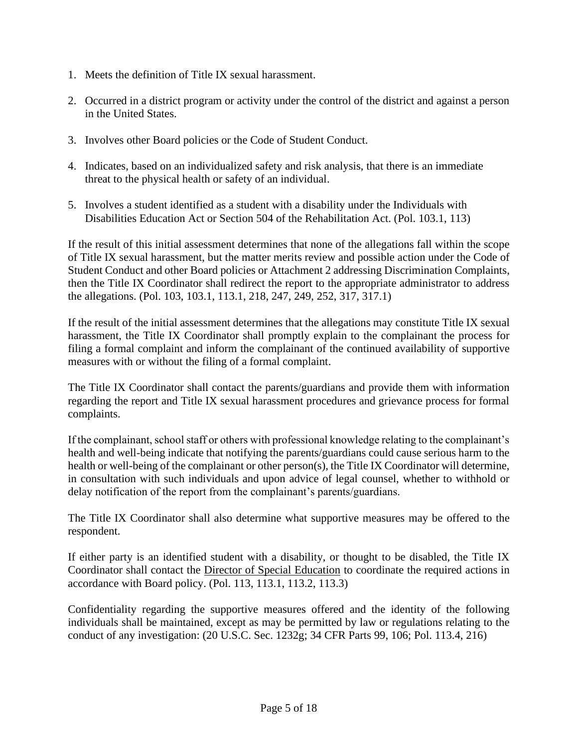1. Meets the definition of Title IX sexual harassment.

2. Occurred in a district program or activity under the control of the district and against a person in the United States.

3. Involves other Board policies or the Code of Student Conduct.

4. Indicates, based on an individualized safety and risk analysis, that there is an immediate threat to the physical health or safety of an individual.

5. Involves a student identified as a student with a disability under the Individuals with Disabilities Education Act or Section 504 of the Rehabilitation Act. (Pol. 103.1, 113)

If the result of this initial assessment determines that none of the allegations fall within the scope of Title IX sexual harassment, but the matter merits review and possible action under the Code of Student Conduct and other Board policies or Attachment 2 addressing Discrimination Complaints, then the Title IX Coordinator shall redirect the report to the appropriate administrator to address the allegations. (Pol. 103, 103.1, 113.1, 218, 247, 249, 252, 317, 317.1)

If the result of the initial assessment determines that the allegations may constitute Title IX sexual harassment, the Title IX Coordinator shall promptly explain to the complainant the process for filing a formal complaint and inform the complainant of the continued availability of supportive measures with or without the filing of a formal complaint.

The Title IX Coordinator shall contact the parents/guardians and provide them with information regarding the report and Title IX sexual harassment procedures and grievance process for formal complaints.

If the complainant, school staff or others with professional knowledge relating to the complainant's health and well-being indicate that notifying the parents/guardians could cause serious harm to the health or well-being of the complainant or other person(s), the Title IX Coordinator will determine, in consultation with such individuals and upon advice of legal counsel, whether to withhold or delay notification of the report from the complainant's parents/guardians.

The Title IX Coordinator shall also determine what supportive measures may be offered to the respondent.

If either party is an identified student with a disability, or thought to be disabled, the Title IX Coordinator shall contact the Director of Special Education to coordinate the required actions in accordance with Board policy. (Pol. 113, 113.1, 113.2, 113.3)

Confidentiality regarding the supportive measures offered and the identity of the following individuals shall be maintained, except as may be permitted by law or regulations relating to the conduct of any investigation: (20 U.S.C. Sec. 1232g; 34 CFR Parts 99, 106; Pol. 113.4, 216)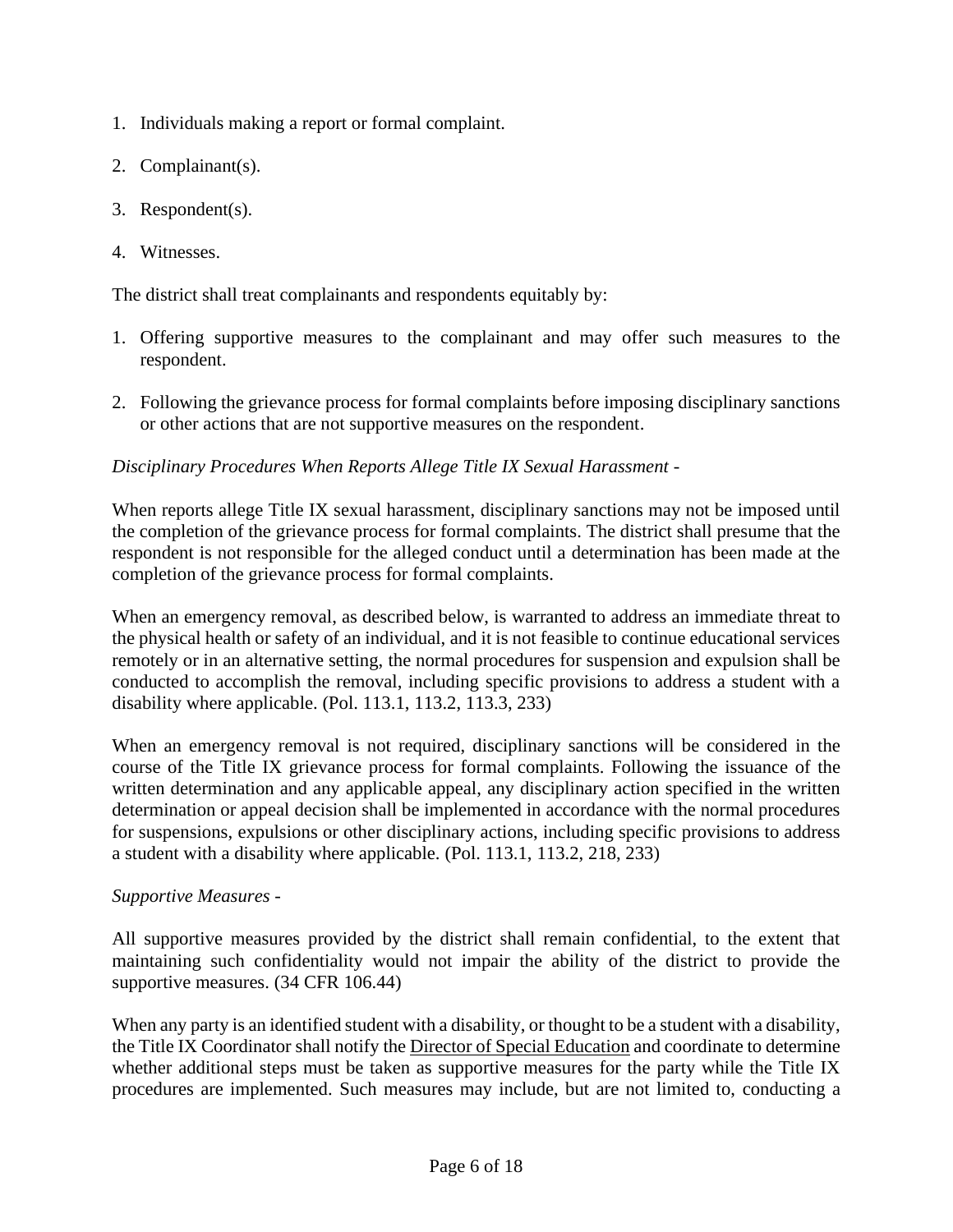1. Individuals making a report or formal complaint.

2. Complainant(s).

3. Respondent(s).

4. Witnesses.

The district shall treat complainants and respondents equitably by:

1. Offering supportive measures to the complainant and may offer such measures to the respondent.

2. Following the grievance process for formal complaints before imposing disciplinary sanctions or other actions that are not supportive measures on the respondent.

*Disciplinary Procedures When Reports Allege Title IX Sexual Harassment -*

When reports allege Title IX sexual harassment, disciplinary sanctions may not be imposed until the completion of the grievance process for formal complaints. The district shall presume that the respondent is not responsible for the alleged conduct until a determination has been made at the completion of the grievance process for formal complaints.

When an emergency removal, as described below, is warranted to address an immediate threat to the physical health or safety of an individual, and it is not feasible to continue educational services remotely or in an alternative setting, the normal procedures for suspension and expulsion shall be conducted to accomplish the removal, including specific provisions to address a student with a disability where applicable. (Pol. 113.1, 113.2, 113.3, 233)

When an emergency removal is not required, disciplinary sanctions will be considered in the course of the Title IX grievance process for formal complaints. Following the issuance of the written determination and any applicable appeal, any disciplinary action specified in the written determination or appeal decision shall be implemented in accordance with the normal procedures for suspensions, expulsions or other disciplinary actions, including specific provisions to address a student with a disability where applicable. (Pol. 113.1, 113.2, 218, 233)

*Supportive Measures -*

All supportive measures provided by the district shall remain confidential, to the extent that maintaining such confidentiality would not impair the ability of the district to provide the supportive measures. (34 CFR 106.44)

When any party is an identified student with a disability, or thought to be a student with a disability, the Title IX Coordinator shall notify the Director of Special Education and coordinate to determine whether additional steps must be taken as supportive measures for the party while the Title IX procedures are implemented. Such measures may include, but are not limited to, conducting a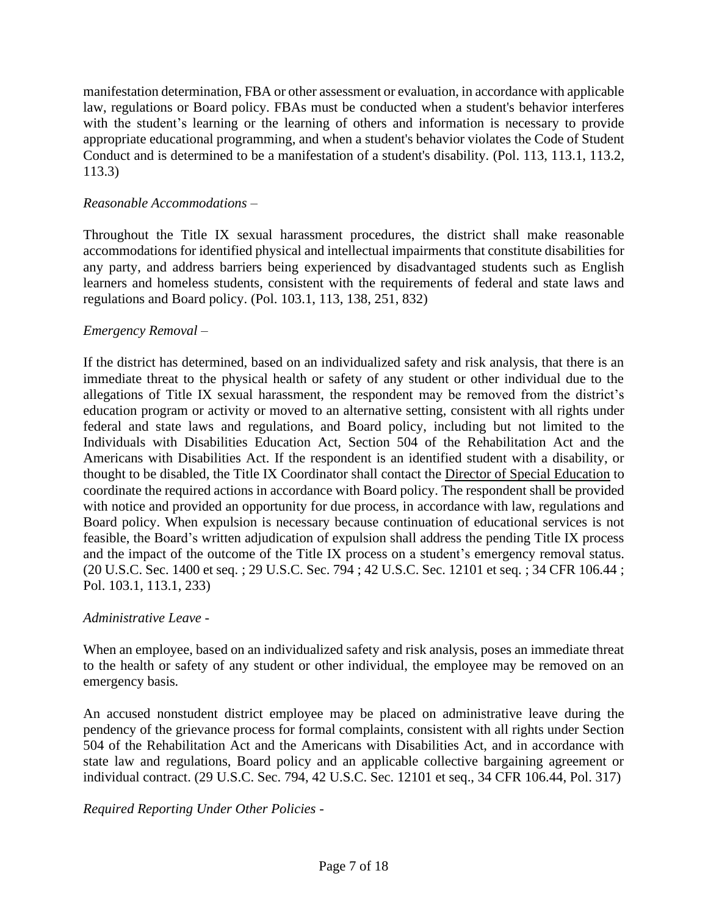manifestation determination, FBA or other assessment or evaluation, in accordance with applicable law, regulations or Board policy. FBAs must be conducted when a student's behavior interferes with the student's learning or the learning of others and information is necessary to provide appropriate educational programming, and when a student's behavior violates the Code of Student Conduct and is determined to be a manifestation of a student's disability. (Pol. 113, 113.1, 113.2, 113.3)

*Reasonable Accommodations* –

Throughout the Title IX sexual harassment procedures, the district shall make reasonable accommodations for identified physical and intellectual impairments that constitute disabilities for any party, and address barriers being experienced by disadvantaged students such as English learners and homeless students, consistent with the requirements of federal and state laws and regulations and Board policy. (Pol. 103.1, 113, 138, 251, 832)

*Emergency Removal* –

If the district has determined, based on an individualized safety and risk analysis, that there is an immediate threat to the physical health or safety of any student or other individual due to the allegations of Title IX sexual harassment, the respondent may be removed from the district's education program or activity or moved to an alternative setting, consistent with all rights under federal and state laws and regulations, and Board policy, including but not limited to the Individuals with Disabilities Education Act, Section 504 of the Rehabilitation Act and the Americans with Disabilities Act. If the respondent is an identified student with a disability, or thought to be disabled, the Title IX Coordinator shall contact the Director of Special Education to coordinate the required actions in accordance with Board policy. The respondent shall be provided with notice and provided an opportunity for due process, in accordance with law, regulations and Board policy. When expulsion is necessary because continuation of educational services is not feasible, the Board's written adjudication of expulsion shall address the pending Title IX process and the impact of the outcome of the Title IX process on a student's emergency removal status. (20 U.S.C. Sec. 1400 et seq. ; 29 U.S.C. Sec. 794 ; 42 U.S.C. Sec. 12101 et seq. ; 34 CFR 106.44 ; Pol. 103.1, 113.1, 233)

*Administrative Leave* -

When an employee, based on an individualized safety and risk analysis, poses an immediate threat to the health or safety of any student or other individual, the employee may be removed on an emergency basis.

An accused nonstudent district employee may be placed on administrative leave during the pendency of the grievance process for formal complaints, consistent with all rights under Section 504 of the Rehabilitation Act and the Americans with Disabilities Act, and in accordance with state law and regulations, Board policy and an applicable collective bargaining agreement or individual contract. (29 U.S.C. Sec. 794, 42 U.S.C. Sec. 12101 et seq., 34 CFR 106.44, Pol. 317)

*Required Reporting Under Other Policies* -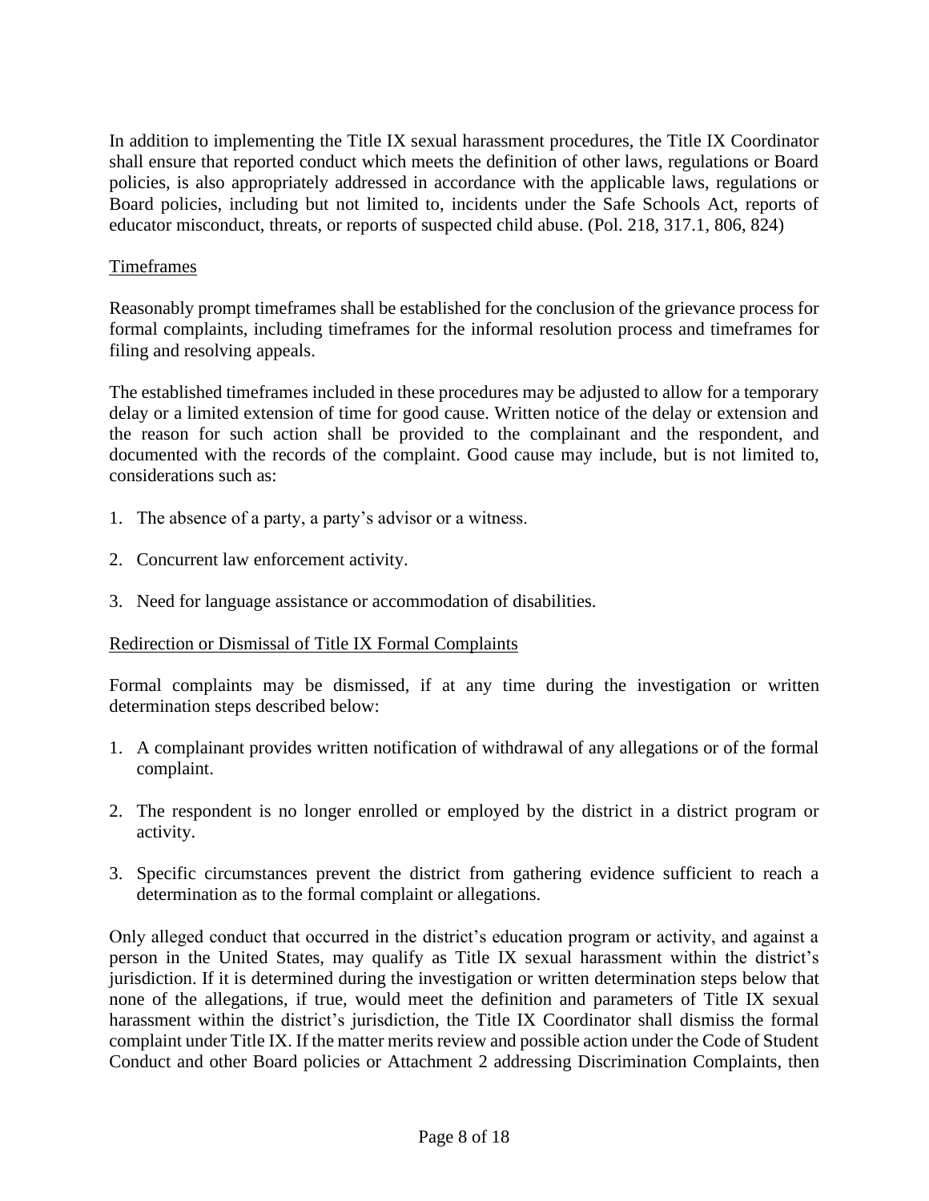In addition to implementing the Title IX sexual harassment procedures, the Title IX Coordinator shall ensure that reported conduct which meets the definition of other laws, regulations or Board policies, is also appropriately addressed in accordance with the applicable laws, regulations or Board policies, including but not limited to, incidents under the Safe Schools Act, reports of educator misconduct, threats, or reports of suspected child abuse. (Pol. 218, 317.1, 806, 824)

<u>Timeframes</u>

Reasonably prompt timeframes shall be established for the conclusion of the grievance process for formal complaints, including timeframes for the informal resolution process and timeframes for filing and resolving appeals.

The established timeframes included in these procedures may be adjusted to allow for a temporary delay or a limited extension of time for good cause. Written notice of the delay or extension and the reason for such action shall be provided to the complainant and the respondent, and documented with the records of the complaint. Good cause may include, but is not limited to, considerations such as:

1. The absence of a party, a party's advisor or a witness.
2. Concurrent law enforcement activity.
3. Need for language assistance or accommodation of disabilities.

<u>Redirection or Dismissal of Title IX Formal Complaints</u>

Formal complaints may be dismissed, if at any time during the investigation or written determination steps described below:

1. A complainant provides written notification of withdrawal of any allegations or of the formal complaint.
2. The respondent is no longer enrolled or employed by the district in a district program or activity.
3. Specific circumstances prevent the district from gathering evidence sufficient to reach a determination as to the formal complaint or allegations.

Only alleged conduct that occurred in the district's education program or activity, and against a person in the United States, may qualify as Title IX sexual harassment within the district's jurisdiction. If it is determined during the investigation or written determination steps below that none of the allegations, if true, would meet the definition and parameters of Title IX sexual harassment within the district's jurisdiction, the Title IX Coordinator shall dismiss the formal complaint under Title IX. If the matter merits review and possible action under the Code of Student Conduct and other Board policies or Attachment 2 addressing Discrimination Complaints, then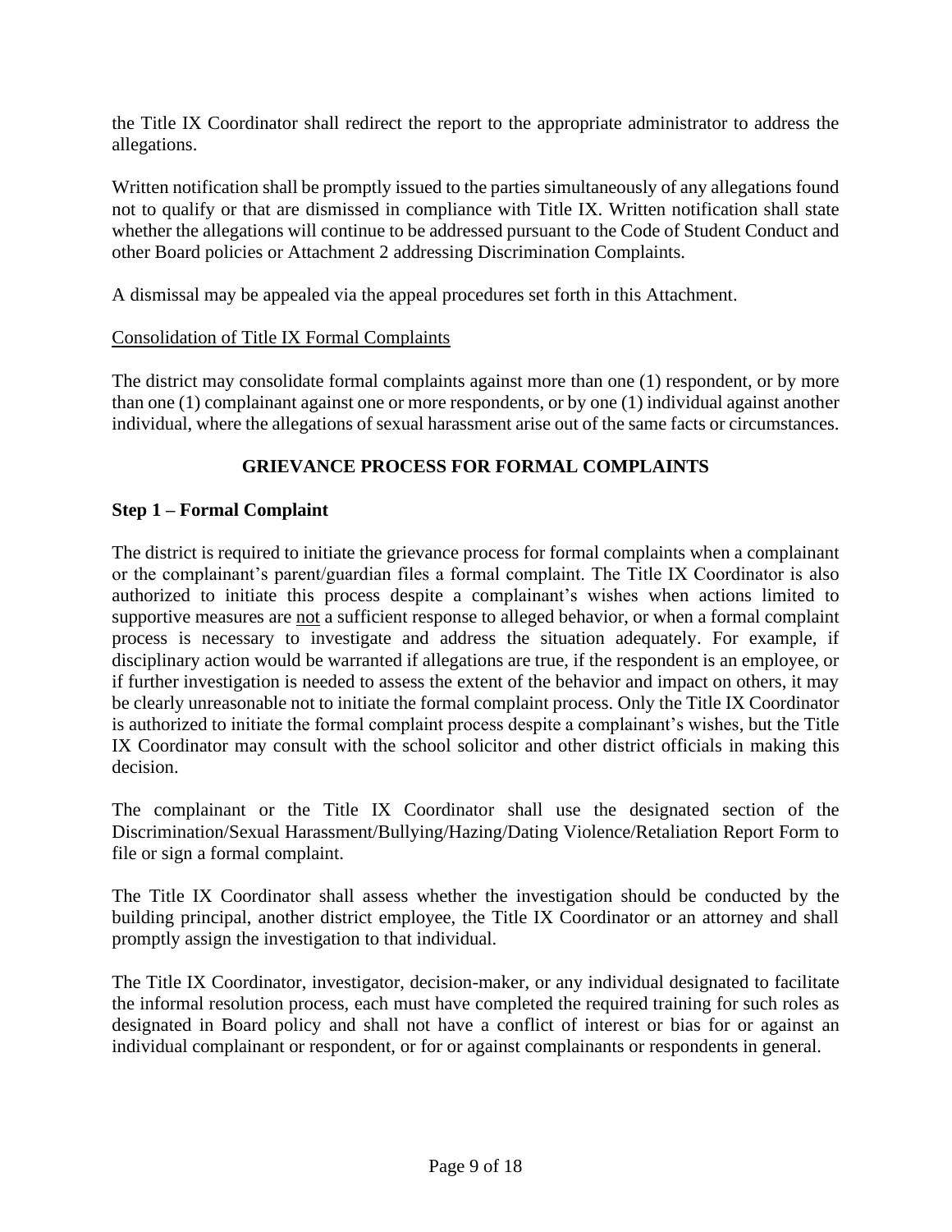the Title IX Coordinator shall redirect the report to the appropriate administrator to address the allegations.

Written notification shall be promptly issued to the parties simultaneously of any allegations found not to qualify or that are dismissed in compliance with Title IX. Written notification shall state whether the allegations will continue to be addressed pursuant to the Code of Student Conduct and other Board policies or Attachment 2 addressing Discrimination Complaints.

A dismissal may be appealed via the appeal procedures set forth in this Attachment.

<u>Consolidation of Title IX Formal Complaints</u>

The district may consolidate formal complaints against more than one (1) respondent, or by more than one (1) complainant against one or more respondents, or by one (1) individual against another individual, where the allegations of sexual harassment arise out of the same facts or circumstances.

## GRIEVANCE PROCESS FOR FORMAL COMPLAINTS

### Step 1 – Formal Complaint

The district is required to initiate the grievance process for formal complaints when a complainant or the complainant's parent/guardian files a formal complaint. The Title IX Coordinator is also authorized to initiate this process despite a complainant's wishes when actions limited to supportive measures are <u>not</u> a sufficient response to alleged behavior, or when a formal complaint process is necessary to investigate and address the situation adequately. For example, if disciplinary action would be warranted if allegations are true, if the respondent is an employee, or if further investigation is needed to assess the extent of the behavior and impact on others, it may be clearly unreasonable not to initiate the formal complaint process. Only the Title IX Coordinator is authorized to initiate the formal complaint process despite a complainant's wishes, but the Title IX Coordinator may consult with the school solicitor and other district officials in making this decision.

The complainant or the Title IX Coordinator shall use the designated section of the Discrimination/Sexual Harassment/Bullying/Hazing/Dating Violence/Retaliation Report Form to file or sign a formal complaint.

The Title IX Coordinator shall assess whether the investigation should be conducted by the building principal, another district employee, the Title IX Coordinator or an attorney and shall promptly assign the investigation to that individual.

The Title IX Coordinator, investigator, decision-maker, or any individual designated to facilitate the informal resolution process, each must have completed the required training for such roles as designated in Board policy and shall not have a conflict of interest or bias for or against an individual complainant or respondent, or for or against complainants or respondents in general.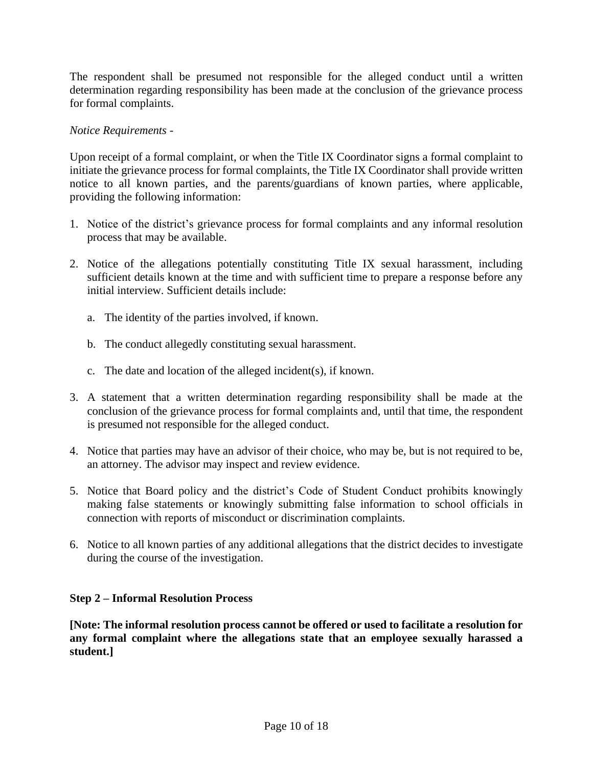The respondent shall be presumed not responsible for the alleged conduct until a written determination regarding responsibility has been made at the conclusion of the grievance process for formal complaints.

*Notice Requirements -*

Upon receipt of a formal complaint, or when the Title IX Coordinator signs a formal complaint to initiate the grievance process for formal complaints, the Title IX Coordinator shall provide written notice to all known parties, and the parents/guardians of known parties, where applicable, providing the following information:

1. Notice of the district's grievance process for formal complaints and any informal resolution process that may be available.

2. Notice of the allegations potentially constituting Title IX sexual harassment, including sufficient details known at the time and with sufficient time to prepare a response before any initial interview. Sufficient details include:

   a. The identity of the parties involved, if known.

   b. The conduct allegedly constituting sexual harassment.

   c. The date and location of the alleged incident(s), if known.

3. A statement that a written determination regarding responsibility shall be made at the conclusion of the grievance process for formal complaints and, until that time, the respondent is presumed not responsible for the alleged conduct.

4. Notice that parties may have an advisor of their choice, who may be, but is not required to be, an attorney. The advisor may inspect and review evidence.

5. Notice that Board policy and the district's Code of Student Conduct prohibits knowingly making false statements or knowingly submitting false information to school officials in connection with reports of misconduct or discrimination complaints.

6. Notice to all known parties of any additional allegations that the district decides to investigate during the course of the investigation.

**Step 2 – Informal Resolution Process**

**[Note: The informal resolution process cannot be offered or used to facilitate a resolution for any formal complaint where the allegations state that an employee sexually harassed a student.]**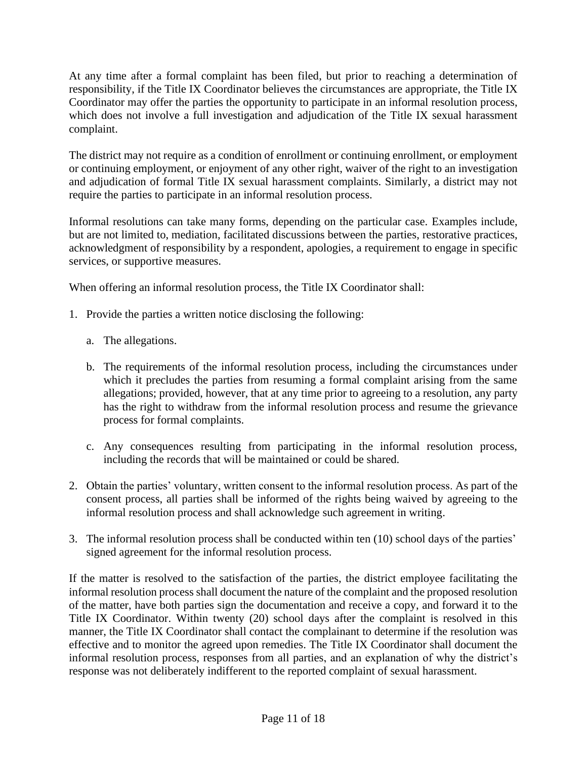At any time after a formal complaint has been filed, but prior to reaching a determination of responsibility, if the Title IX Coordinator believes the circumstances are appropriate, the Title IX Coordinator may offer the parties the opportunity to participate in an informal resolution process, which does not involve a full investigation and adjudication of the Title IX sexual harassment complaint.

The district may not require as a condition of enrollment or continuing enrollment, or employment or continuing employment, or enjoyment of any other right, waiver of the right to an investigation and adjudication of formal Title IX sexual harassment complaints. Similarly, a district may not require the parties to participate in an informal resolution process.

Informal resolutions can take many forms, depending on the particular case. Examples include, but are not limited to, mediation, facilitated discussions between the parties, restorative practices, acknowledgment of responsibility by a respondent, apologies, a requirement to engage in specific services, or supportive measures.

When offering an informal resolution process, the Title IX Coordinator shall:

1. Provide the parties a written notice disclosing the following:

   a. The allegations.

   b. The requirements of the informal resolution process, including the circumstances under which it precludes the parties from resuming a formal complaint arising from the same allegations; provided, however, that at any time prior to agreeing to a resolution, any party has the right to withdraw from the informal resolution process and resume the grievance process for formal complaints.

   c. Any consequences resulting from participating in the informal resolution process, including the records that will be maintained or could be shared.

2. Obtain the parties' voluntary, written consent to the informal resolution process. As part of the consent process, all parties shall be informed of the rights being waived by agreeing to the informal resolution process and shall acknowledge such agreement in writing.

3. The informal resolution process shall be conducted within ten (10) school days of the parties' signed agreement for the informal resolution process.

If the matter is resolved to the satisfaction of the parties, the district employee facilitating the informal resolution process shall document the nature of the complaint and the proposed resolution of the matter, have both parties sign the documentation and receive a copy, and forward it to the Title IX Coordinator. Within twenty (20) school days after the complaint is resolved in this manner, the Title IX Coordinator shall contact the complainant to determine if the resolution was effective and to monitor the agreed upon remedies. The Title IX Coordinator shall document the informal resolution process, responses from all parties, and an explanation of why the district's response was not deliberately indifferent to the reported complaint of sexual harassment.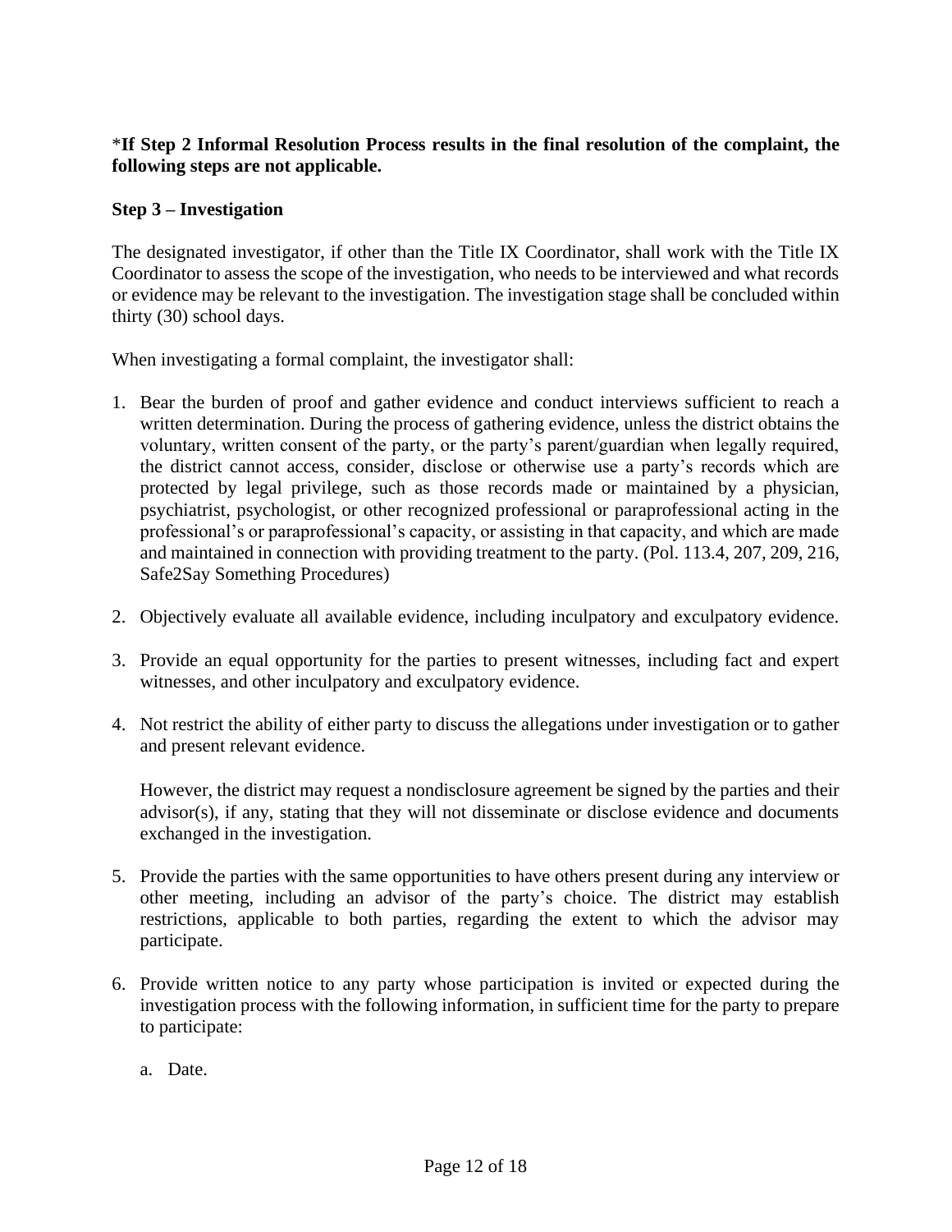***If Step 2 Informal Resolution Process results in the final resolution of the complaint, the following steps are not applicable.**

**Step 3 – Investigation**

The designated investigator, if other than the Title IX Coordinator, shall work with the Title IX Coordinator to assess the scope of the investigation, who needs to be interviewed and what records or evidence may be relevant to the investigation. The investigation stage shall be concluded within thirty (30) school days.

When investigating a formal complaint, the investigator shall:

1. Bear the burden of proof and gather evidence and conduct interviews sufficient to reach a written determination. During the process of gathering evidence, unless the district obtains the voluntary, written consent of the party, or the party's parent/guardian when legally required, the district cannot access, consider, disclose or otherwise use a party's records which are protected by legal privilege, such as those records made or maintained by a physician, psychiatrist, psychologist, or other recognized professional or paraprofessional acting in the professional's or paraprofessional's capacity, or assisting in that capacity, and which are made and maintained in connection with providing treatment to the party. (Pol. 113.4, 207, 209, 216, Safe2Say Something Procedures)

2. Objectively evaluate all available evidence, including inculpatory and exculpatory evidence.

3. Provide an equal opportunity for the parties to present witnesses, including fact and expert witnesses, and other inculpatory and exculpatory evidence.

4. Not restrict the ability of either party to discuss the allegations under investigation or to gather and present relevant evidence.

   However, the district may request a nondisclosure agreement be signed by the parties and their advisor(s), if any, stating that they will not disseminate or disclose evidence and documents exchanged in the investigation.

5. Provide the parties with the same opportunities to have others present during any interview or other meeting, including an advisor of the party's choice. The district may establish restrictions, applicable to both parties, regarding the extent to which the advisor may participate.

6. Provide written notice to any party whose participation is invited or expected during the investigation process with the following information, in sufficient time for the party to prepare to participate:

   a. Date.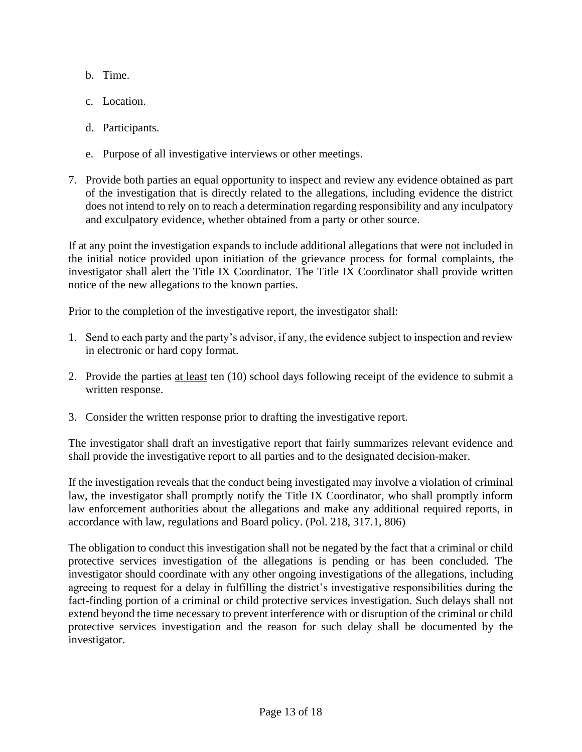b. Time.

c. Location.

d. Participants.

e. Purpose of all investigative interviews or other meetings.

7. Provide both parties an equal opportunity to inspect and review any evidence obtained as part of the investigation that is directly related to the allegations, including evidence the district does not intend to rely on to reach a determination regarding responsibility and any inculpatory and exculpatory evidence, whether obtained from a party or other source.

If at any point the investigation expands to include additional allegations that were <u>not</u> included in the initial notice provided upon initiation of the grievance process for formal complaints, the investigator shall alert the Title IX Coordinator. The Title IX Coordinator shall provide written notice of the new allegations to the known parties.

Prior to the completion of the investigative report, the investigator shall:

1. Send to each party and the party's advisor, if any, the evidence subject to inspection and review in electronic or hard copy format.

2. Provide the parties <u>at least</u> ten (10) school days following receipt of the evidence to submit a written response.

3. Consider the written response prior to drafting the investigative report.

The investigator shall draft an investigative report that fairly summarizes relevant evidence and shall provide the investigative report to all parties and to the designated decision-maker.

If the investigation reveals that the conduct being investigated may involve a violation of criminal law, the investigator shall promptly notify the Title IX Coordinator, who shall promptly inform law enforcement authorities about the allegations and make any additional required reports, in accordance with law, regulations and Board policy. (Pol. 218, 317.1, 806)

The obligation to conduct this investigation shall not be negated by the fact that a criminal or child protective services investigation of the allegations is pending or has been concluded. The investigator should coordinate with any other ongoing investigations of the allegations, including agreeing to request for a delay in fulfilling the district's investigative responsibilities during the fact-finding portion of a criminal or child protective services investigation. Such delays shall not extend beyond the time necessary to prevent interference with or disruption of the criminal or child protective services investigation and the reason for such delay shall be documented by the investigator.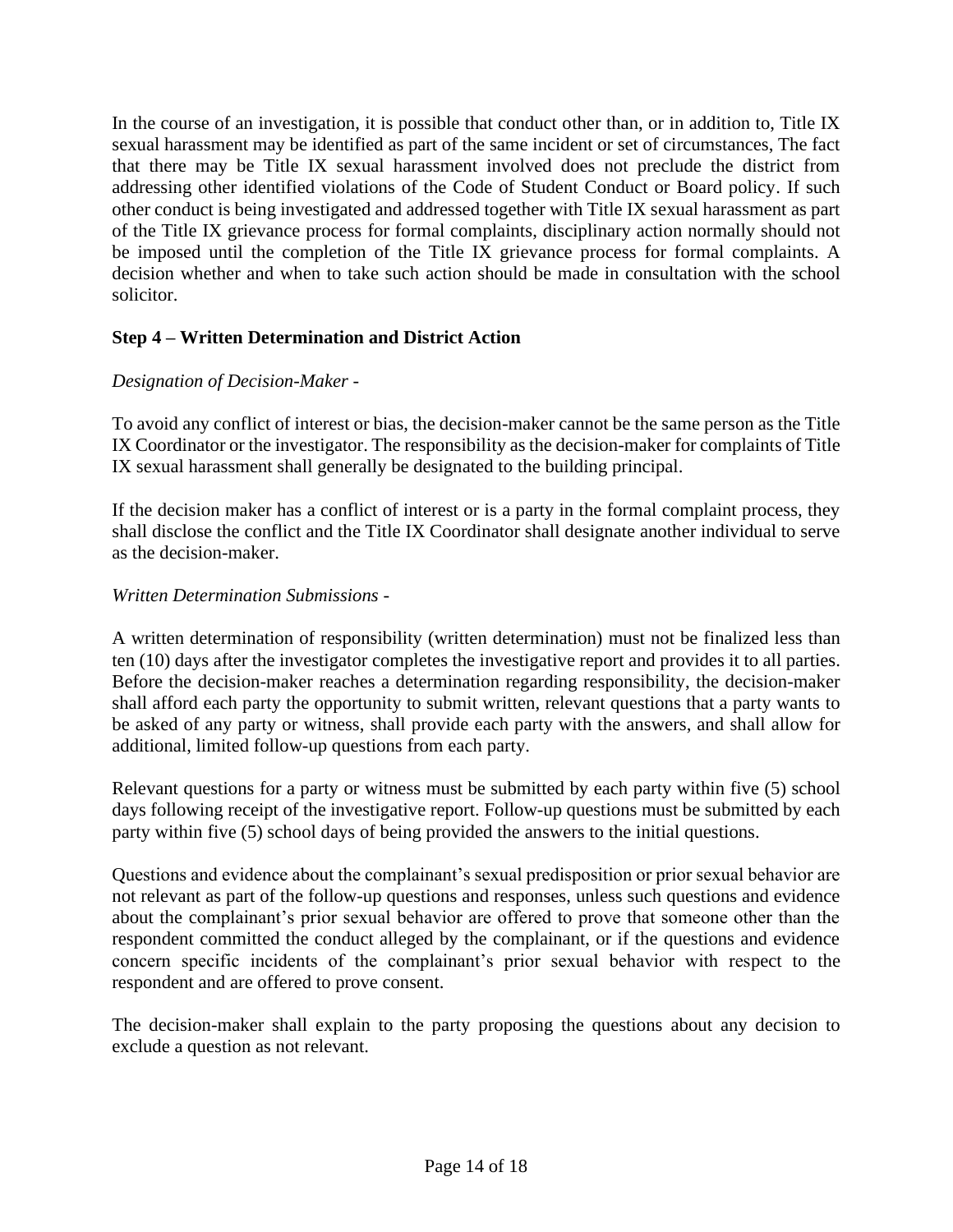In the course of an investigation, it is possible that conduct other than, or in addition to, Title IX sexual harassment may be identified as part of the same incident or set of circumstances, The fact that there may be Title IX sexual harassment involved does not preclude the district from addressing other identified violations of the Code of Student Conduct or Board policy. If such other conduct is being investigated and addressed together with Title IX sexual harassment as part of the Title IX grievance process for formal complaints, disciplinary action normally should not be imposed until the completion of the Title IX grievance process for formal complaints. A decision whether and when to take such action should be made in consultation with the school solicitor.

### Step 4 – Written Determination and District Action

*Designation of Decision-Maker -*

To avoid any conflict of interest or bias, the decision-maker cannot be the same person as the Title IX Coordinator or the investigator. The responsibility as the decision-maker for complaints of Title IX sexual harassment shall generally be designated to the building principal.

If the decision maker has a conflict of interest or is a party in the formal complaint process, they shall disclose the conflict and the Title IX Coordinator shall designate another individual to serve as the decision-maker.

*Written Determination Submissions -*

A written determination of responsibility (written determination) must not be finalized less than ten (10) days after the investigator completes the investigative report and provides it to all parties. Before the decision-maker reaches a determination regarding responsibility, the decision-maker shall afford each party the opportunity to submit written, relevant questions that a party wants to be asked of any party or witness, shall provide each party with the answers, and shall allow for additional, limited follow-up questions from each party.

Relevant questions for a party or witness must be submitted by each party within five (5) school days following receipt of the investigative report. Follow-up questions must be submitted by each party within five (5) school days of being provided the answers to the initial questions.

Questions and evidence about the complainant's sexual predisposition or prior sexual behavior are not relevant as part of the follow-up questions and responses, unless such questions and evidence about the complainant's prior sexual behavior are offered to prove that someone other than the respondent committed the conduct alleged by the complainant, or if the questions and evidence concern specific incidents of the complainant's prior sexual behavior with respect to the respondent and are offered to prove consent.

The decision-maker shall explain to the party proposing the questions about any decision to exclude a question as not relevant.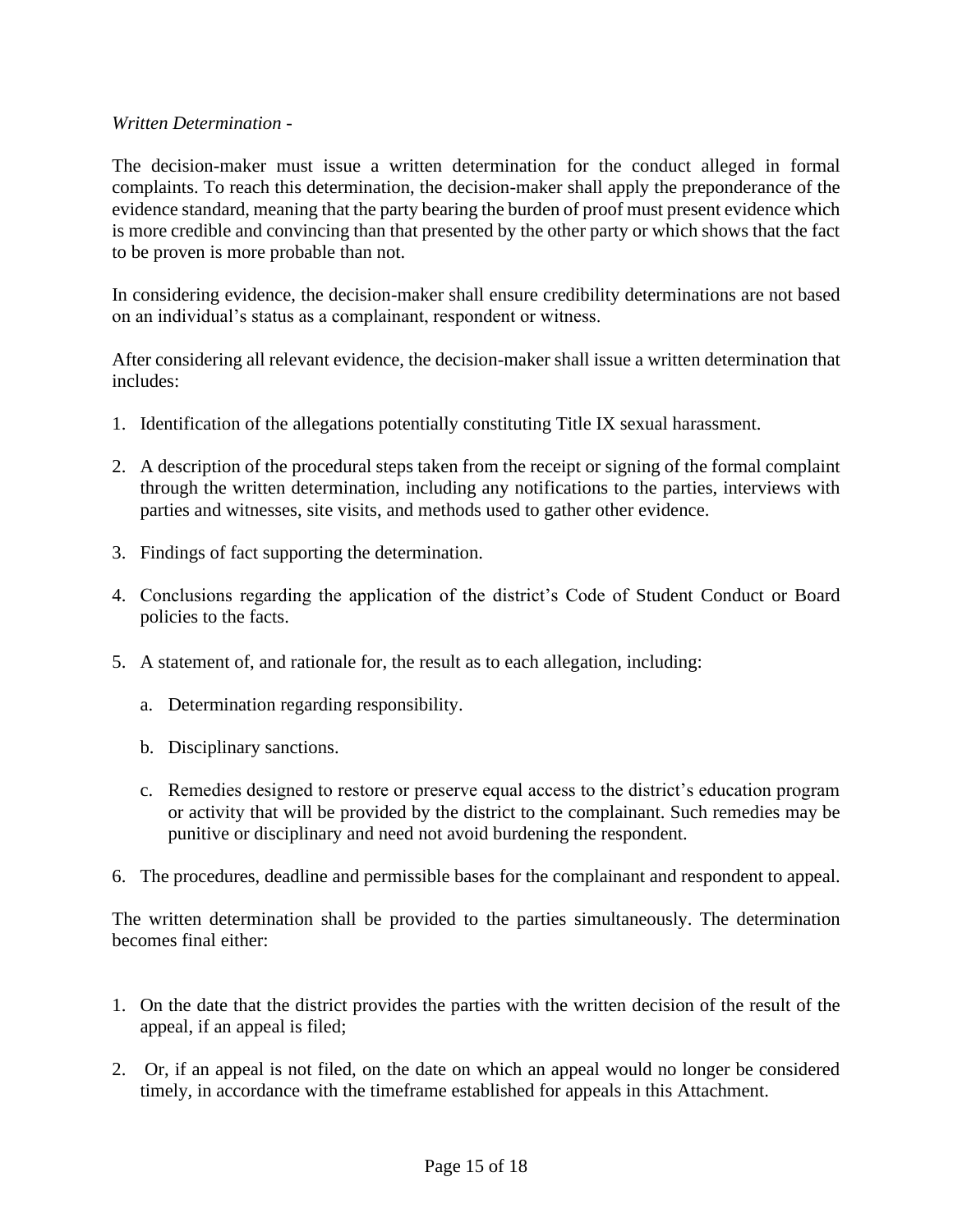*Written Determination -*

The decision-maker must issue a written determination for the conduct alleged in formal complaints. To reach this determination, the decision-maker shall apply the preponderance of the evidence standard, meaning that the party bearing the burden of proof must present evidence which is more credible and convincing than that presented by the other party or which shows that the fact to be proven is more probable than not.

In considering evidence, the decision-maker shall ensure credibility determinations are not based on an individual's status as a complainant, respondent or witness.

After considering all relevant evidence, the decision-maker shall issue a written determination that includes:

1. Identification of the allegations potentially constituting Title IX sexual harassment.

2. A description of the procedural steps taken from the receipt or signing of the formal complaint through the written determination, including any notifications to the parties, interviews with parties and witnesses, site visits, and methods used to gather other evidence.

3. Findings of fact supporting the determination.

4. Conclusions regarding the application of the district's Code of Student Conduct or Board policies to the facts.

5. A statement of, and rationale for, the result as to each allegation, including:

   a. Determination regarding responsibility.

   b. Disciplinary sanctions.

   c. Remedies designed to restore or preserve equal access to the district's education program or activity that will be provided by the district to the complainant. Such remedies may be punitive or disciplinary and need not avoid burdening the respondent.

6. The procedures, deadline and permissible bases for the complainant and respondent to appeal.

The written determination shall be provided to the parties simultaneously. The determination becomes final either:

1. On the date that the district provides the parties with the written decision of the result of the appeal, if an appeal is filed;

2. Or, if an appeal is not filed, on the date on which an appeal would no longer be considered timely, in accordance with the timeframe established for appeals in this Attachment.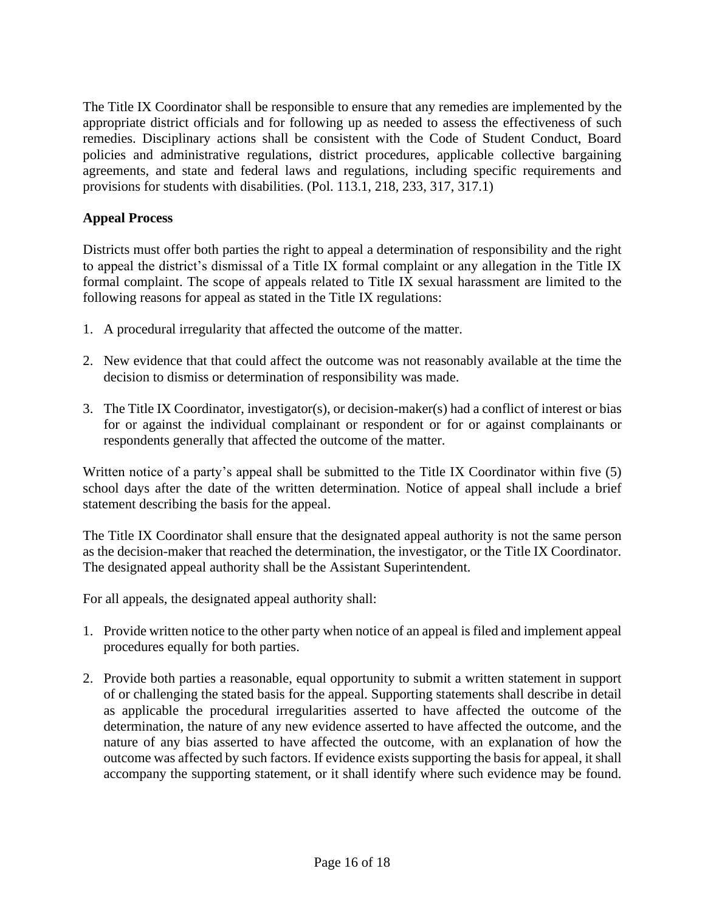The Title IX Coordinator shall be responsible to ensure that any remedies are implemented by the appropriate district officials and for following up as needed to assess the effectiveness of such remedies. Disciplinary actions shall be consistent with the Code of Student Conduct, Board policies and administrative regulations, district procedures, applicable collective bargaining agreements, and state and federal laws and regulations, including specific requirements and provisions for students with disabilities. (Pol. 113.1, 218, 233, 317, 317.1)

**Appeal Process**

Districts must offer both parties the right to appeal a determination of responsibility and the right to appeal the district's dismissal of a Title IX formal complaint or any allegation in the Title IX formal complaint. The scope of appeals related to Title IX sexual harassment are limited to the following reasons for appeal as stated in the Title IX regulations:

1. A procedural irregularity that affected the outcome of the matter.

2. New evidence that that could affect the outcome was not reasonably available at the time the decision to dismiss or determination of responsibility was made.

3. The Title IX Coordinator, investigator(s), or decision-maker(s) had a conflict of interest or bias for or against the individual complainant or respondent or for or against complainants or respondents generally that affected the outcome of the matter.

Written notice of a party's appeal shall be submitted to the Title IX Coordinator within five (5) school days after the date of the written determination. Notice of appeal shall include a brief statement describing the basis for the appeal.

The Title IX Coordinator shall ensure that the designated appeal authority is not the same person as the decision-maker that reached the determination, the investigator, or the Title IX Coordinator. The designated appeal authority shall be the Assistant Superintendent.

For all appeals, the designated appeal authority shall:

1. Provide written notice to the other party when notice of an appeal is filed and implement appeal procedures equally for both parties.

2. Provide both parties a reasonable, equal opportunity to submit a written statement in support of or challenging the stated basis for the appeal. Supporting statements shall describe in detail as applicable the procedural irregularities asserted to have affected the outcome of the determination, the nature of any new evidence asserted to have affected the outcome, and the nature of any bias asserted to have affected the outcome, with an explanation of how the outcome was affected by such factors. If evidence exists supporting the basis for appeal, it shall accompany the supporting statement, or it shall identify where such evidence may be found.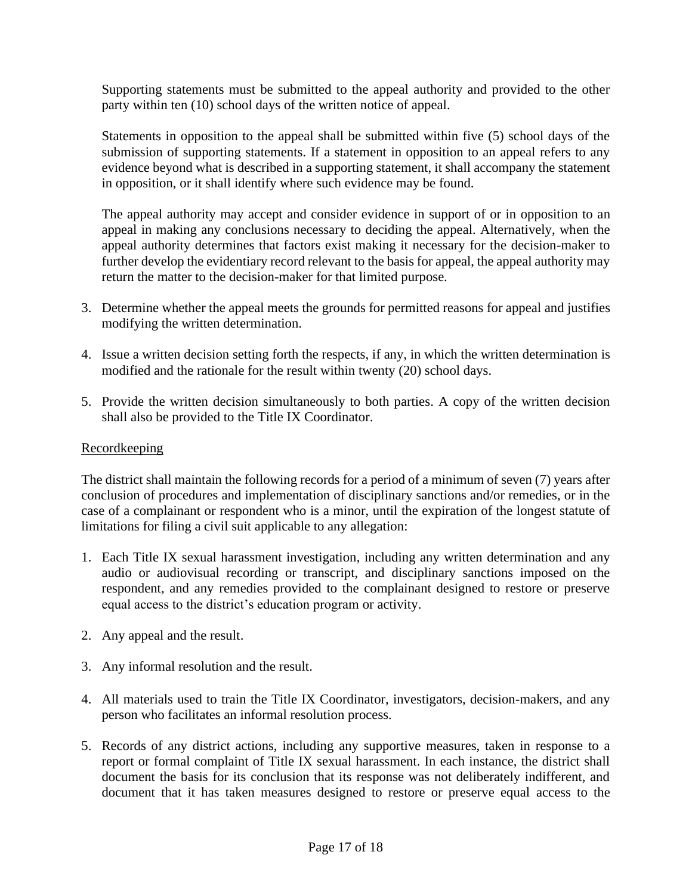Supporting statements must be submitted to the appeal authority and provided to the other party within ten (10) school days of the written notice of appeal.

Statements in opposition to the appeal shall be submitted within five (5) school days of the submission of supporting statements. If a statement in opposition to an appeal refers to any evidence beyond what is described in a supporting statement, it shall accompany the statement in opposition, or it shall identify where such evidence may be found.

The appeal authority may accept and consider evidence in support of or in opposition to an appeal in making any conclusions necessary to deciding the appeal. Alternatively, when the appeal authority determines that factors exist making it necessary for the decision-maker to further develop the evidentiary record relevant to the basis for appeal, the appeal authority may return the matter to the decision-maker for that limited purpose.

3. Determine whether the appeal meets the grounds for permitted reasons for appeal and justifies modifying the written determination.

4. Issue a written decision setting forth the respects, if any, in which the written determination is modified and the rationale for the result within twenty (20) school days.

5. Provide the written decision simultaneously to both parties. A copy of the written decision shall also be provided to the Title IX Coordinator.

<u>Recordkeeping</u>

The district shall maintain the following records for a period of a minimum of seven (7) years after conclusion of procedures and implementation of disciplinary sanctions and/or remedies, or in the case of a complainant or respondent who is a minor, until the expiration of the longest statute of limitations for filing a civil suit applicable to any allegation:

1. Each Title IX sexual harassment investigation, including any written determination and any audio or audiovisual recording or transcript, and disciplinary sanctions imposed on the respondent, and any remedies provided to the complainant designed to restore or preserve equal access to the district's education program or activity.

2. Any appeal and the result.

3. Any informal resolution and the result.

4. All materials used to train the Title IX Coordinator, investigators, decision-makers, and any person who facilitates an informal resolution process.

5. Records of any district actions, including any supportive measures, taken in response to a report or formal complaint of Title IX sexual harassment. In each instance, the district shall document the basis for its conclusion that its response was not deliberately indifferent, and document that it has taken measures designed to restore or preserve equal access to the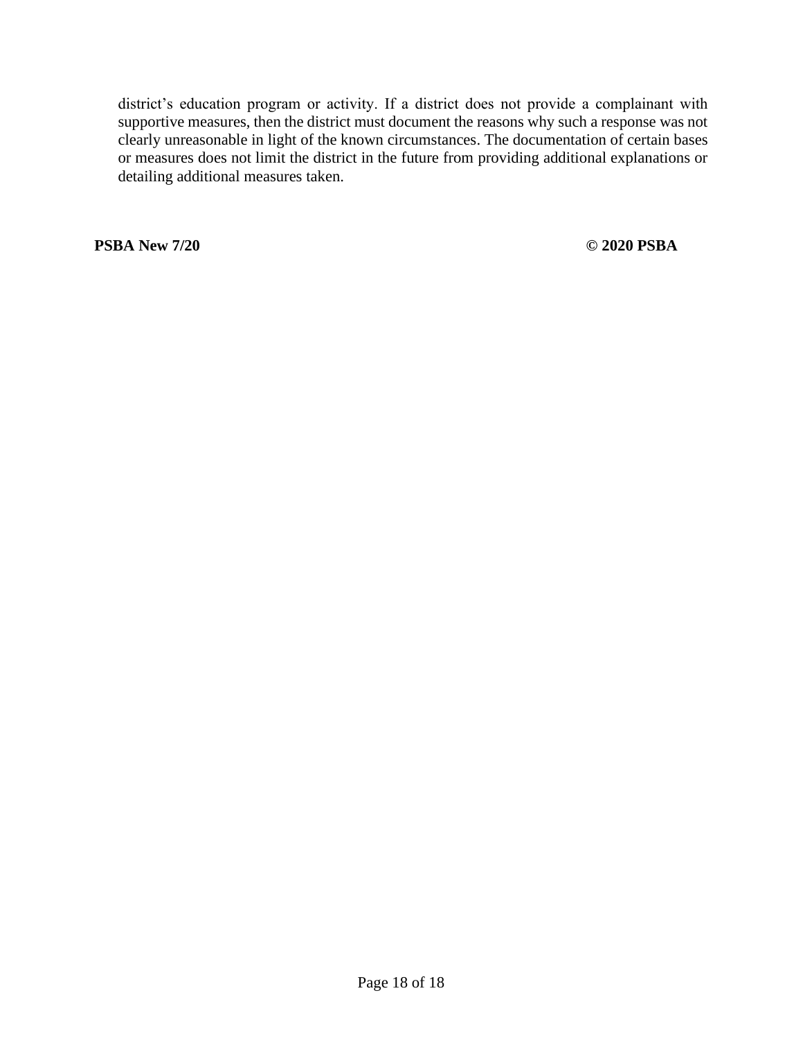district's education program or activity. If a district does not provide a complainant with supportive measures, then the district must document the reasons why such a response was not clearly unreasonable in light of the known circumstances. The documentation of certain bases or measures does not limit the district in the future from providing additional explanations or detailing additional measures taken.

**PSBA New 7/20** **© 2020 PSBA**